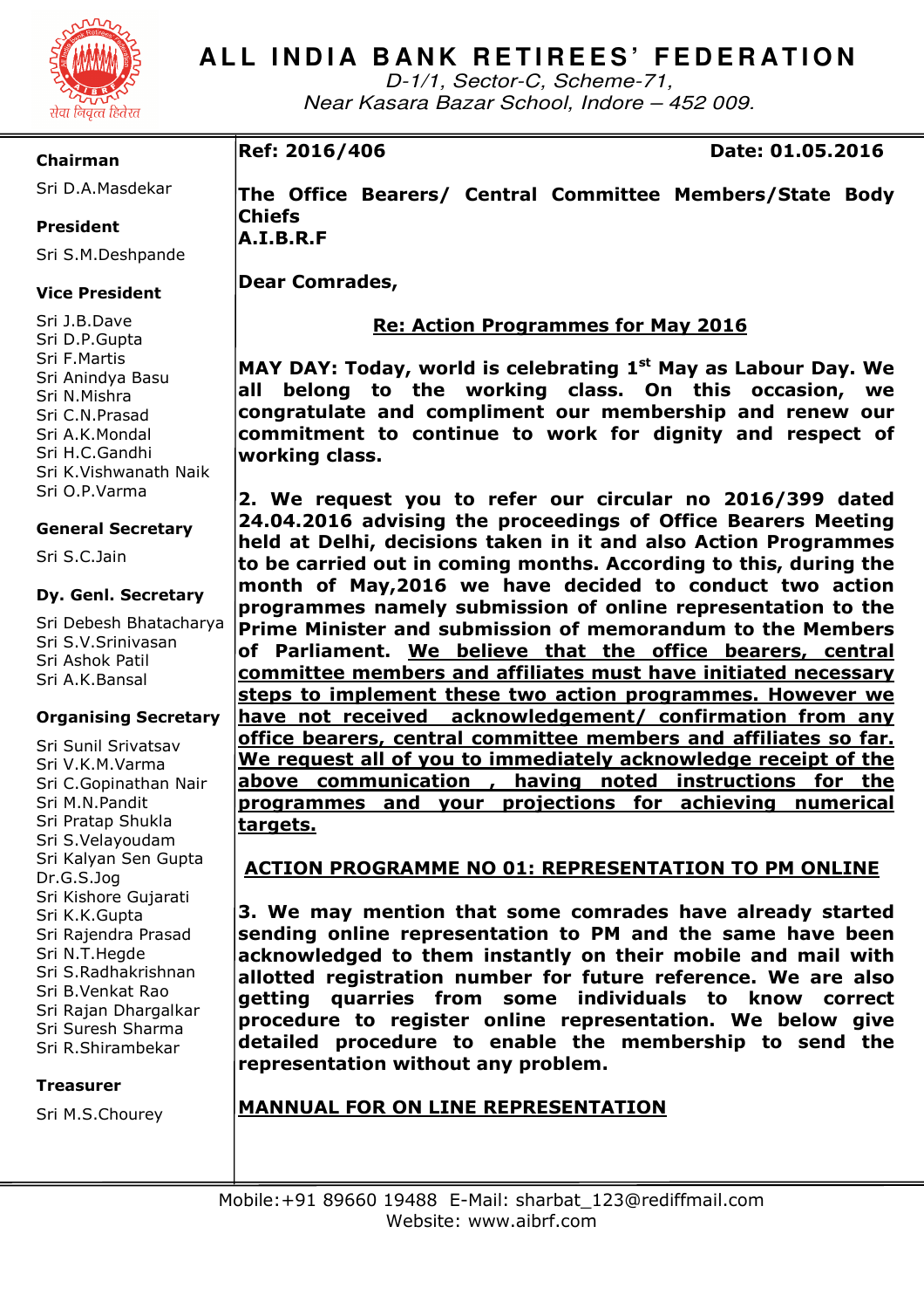# ALL INDIA BANK RETIREES' FEDERATION

*D-1/1, Sector-C, Scheme-71,*
*Near Kasara Bazar School, Indore – 452 009.*

**Chairman**
Sri D.A.Masdekar

**President**
Sri S.M.Deshpande

**Vice President**
Sri J.B.Dave
Sri D.P.Gupta
Sri F.Martis
Sri Anindya Basu
Sri N.Mishra
Sri C.N.Prasad
Sri A.K.Mondal
Sri H.C.Gandhi
Sri K.Vishwanath Naik
Sri O.P.Varma

**General Secretary**
Sri S.C.Jain

**Dy. Genl. Secretary**
Sri Debesh Bhatacharya
Sri S.V.Srinivasan
Sri Ashok Patil
Sri A.K.Bansal

**Organising Secretary**
Sri Sunil Srivatsav
Sri V.K.M.Varma
Sri C.Gopinathan Nair
Sri M.N.Pandit
Sri Pratap Shukla
Sri S.Velayoudam
Sri Kalyan Sen Gupta
Dr.G.S.Jog
Sri Kishore Gujarati
Sri K.K.Gupta
Sri Rajendra Prasad
Sri N.T.Hegde
Sri S.Radhakrishnan
Sri B.Venkat Rao
Sri Rajan Dhargalkar
Sri Suresh Sharma
Sri R.Shirambekar

**Treasurer**
Sri M.S.Chourey

---

**Ref: 2016/406** **Date: 01.05.2016**

**The Office Bearers/ Central Committee Members/State Body Chiefs**
**A.I.B.R.F**

**Dear Comrades,**

**Re: Action Programmes for May 2016**

**MAY DAY: Today, world is celebrating 1st May as Labour Day. We all belong to the working class. On this occasion, we congratulate and compliment our membership and renew our commitment to continue to work for dignity and respect of working class.**

**2. We request you to refer our circular no 2016/399 dated 24.04.2016 advising the proceedings of Office Bearers Meeting held at Delhi, decisions taken in it and also Action Programmes to be carried out in coming months. According to this, during the month of May,2016 we have decided to conduct two action programmes namely submission of online representation to the Prime Minister and submission of memorandum to the Members of Parliament. We believe that the office bearers, central committee members and affiliates must have initiated necessary steps to implement these two action programmes. However we have not received acknowledgement/ confirmation from any office bearers, central committee members and affiliates so far. We request all of you to immediately acknowledge receipt of the above communication , having noted instructions for the programmes and your projections for achieving numerical targets.**

**ACTION PROGRAMME NO 01: REPRESENTATION TO PM ONLINE**

**3. We may mention that some comrades have already started sending online representation to PM and the same have been acknowledged to them instantly on their mobile and mail with allotted registration number for future reference. We are also getting quarries from some individuals to know correct procedure to register online representation. We below give detailed procedure to enable the membership to send the representation without any problem.**

**MANNUAL FOR ON LINE REPRESENTATION**

Mobile:+91 89660 19488 E-Mail: sharbat_123@rediffmail.com
Website: www.aibrf.com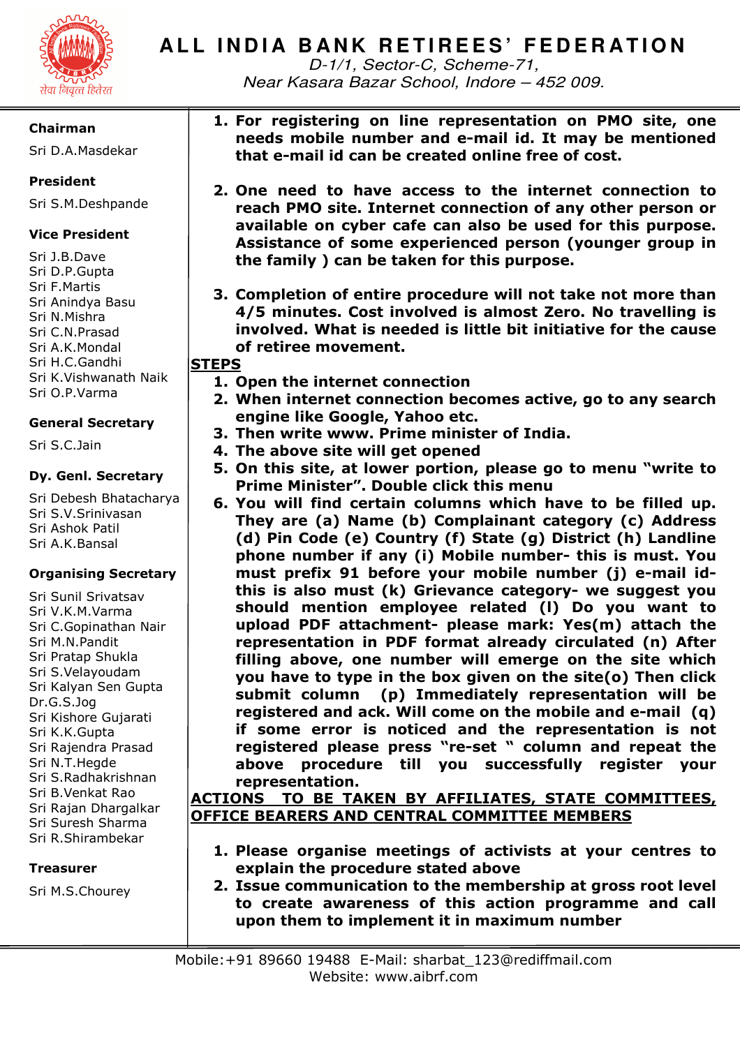# ALL INDIA BANK RETIREES' FEDERATION

*D-1/1, Sector-C, Scheme-71,*
*Near Kasara Bazar School, Indore – 452 009.*

**Chairman**

Sri D.A.Masdekar

**President**

Sri S.M.Deshpande

**Vice President**

Sri J.B.Dave
Sri D.P.Gupta
Sri F.Martis
Sri Anindya Basu
Sri N.Mishra
Sri C.N.Prasad
Sri A.K.Mondal
Sri H.C.Gandhi
Sri K.Vishwanath Naik
Sri O.P.Varma

**General Secretary**

Sri S.C.Jain

**Dy. Genl. Secretary**

Sri Debesh Bhatacharya
Sri S.V.Srinivasan
Sri Ashok Patil
Sri A.K.Bansal

**Organising Secretary**

Sri Sunil Srivatsav
Sri V.K.M.Varma
Sri C.Gopinathan Nair
Sri M.N.Pandit
Sri Pratap Shukla
Sri S.Velayoudam
Sri Kalyan Sen Gupta
Dr.G.S.Jog
Sri Kishore Gujarati
Sri K.K.Gupta
Sri Rajendra Prasad
Sri N.T.Hegde
Sri S.Radhakrishnan
Sri B.Venkat Rao
Sri Rajan Dhargalkar
Sri Suresh Sharma
Sri R.Shirambekar

**Treasurer**

Sri M.S.Chourey

1. **For registering on line representation on PMO site, one needs mobile number and e-mail id. It may be mentioned that e-mail id can be created online free of cost.**

2. **One need to have access to the internet connection to reach PMO site. Internet connection of any other person or available on cyber cafe can also be used for this purpose. Assistance of some experienced person (younger group in the family ) can be taken for this purpose.**

3. **Completion of entire procedure will not take not more than 4/5 minutes. Cost involved is almost Zero. No travelling is involved. What is needed is little bit initiative for the cause of retiree movement.**

**STEPS**

1. **Open the internet connection**
2. **When internet connection becomes active, go to any search engine like Google, Yahoo etc.**
3. **Then write www. Prime minister of India.**
4. **The above site will get opened**
5. **On this site, at lower portion, please go to menu "write to Prime Minister". Double click this menu**
6. **You will find certain columns which have to be filled up. They are (a) Name (b) Complainant category (c) Address (d) Pin Code (e) Country (f) State (g) District (h) Landline phone number if any (i) Mobile number- this is must. You must prefix 91 before your mobile number (j) e-mail id- this is also must (k) Grievance category- we suggest you should mention employee related (l) Do you want to upload PDF attachment- please mark: Yes(m) attach the representation in PDF format already circulated (n) After filling above, one number will emerge on the site which you have to type in the box given on the site(o) Then click submit column (p) Immediately representation will be registered and ack. Will come on the mobile and e-mail (q) if some error is noticed and the representation is not registered please press "re-set " column and repeat the above procedure till you successfully register your representation.**

**ACTIONS TO BE TAKEN BY AFFILIATES, STATE COMMITTEES, OFFICE BEARERS AND CENTRAL COMMITTEE MEMBERS**

1. **Please organise meetings of activists at your centres to explain the procedure stated above**
2. **Issue communication to the membership at gross root level to create awareness of this action programme and call upon them to implement it in maximum number**

Mobile:+91 89660 19488 E-Mail: sharbat_123@rediffmail.com
Website: www.aibrf.com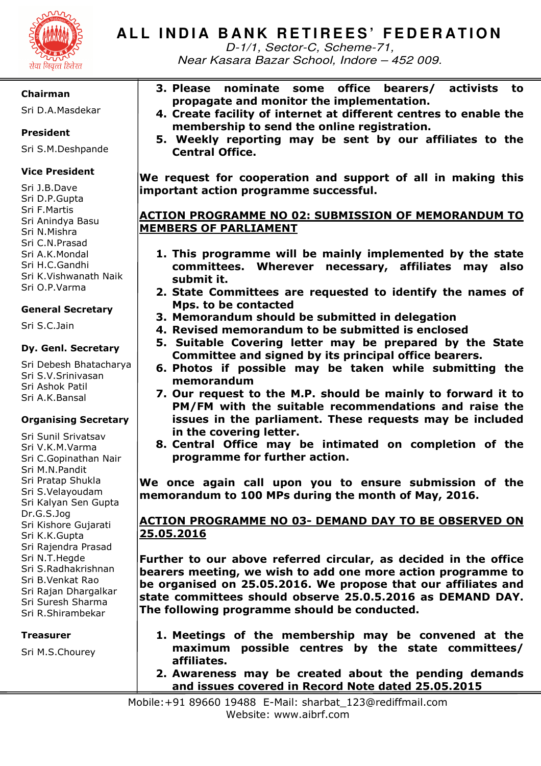# ALL INDIA BANK RETIREES' FEDERATION

*D-1/1, Sector-C, Scheme-71,*
*Near Kasara Bazar School, Indore – 452 009.*

**Chairman**
Sri D.A.Masdekar

**President**
Sri S.M.Deshpande

**Vice President**
Sri J.B.Dave
Sri D.P.Gupta
Sri F.Martis
Sri Anindya Basu
Sri N.Mishra
Sri C.N.Prasad
Sri A.K.Mondal
Sri H.C.Gandhi
Sri K.Vishwanath Naik
Sri O.P.Varma

**General Secretary**
Sri S.C.Jain

**Dy. Genl. Secretary**
Sri Debesh Bhatacharya
Sri S.V.Srinivasan
Sri Ashok Patil
Sri A.K.Bansal

**Organising Secretary**
Sri Sunil Srivatsav
Sri V.K.M.Varma
Sri C.Gopinathan Nair
Sri M.N.Pandit
Sri Pratap Shukla
Sri S.Velayoudam
Sri Kalyan Sen Gupta
Dr.G.S.Jog
Sri Kishore Gujarati
Sri K.K.Gupta
Sri Rajendra Prasad
Sri N.T.Hegde
Sri S.Radhakrishnan
Sri B.Venkat Rao
Sri Rajan Dhargalkar
Sri Suresh Sharma
Sri R.Shirambekar

**Treasurer**
Sri M.S.Chourey

3. **Please nominate some office bearers/ activists to propagate and monitor the implementation.**
4. **Create facility of internet at different centres to enable the membership to send the online registration.**
5. **Weekly reporting may be sent by our affiliates to the Central Office.**

**We request for cooperation and support of all in making this important action programme successful.**

**<u>ACTION PROGRAMME NO 02: SUBMISSION OF MEMORANDUM TO MEMBERS OF PARLIAMENT</u>**

1. **This programme will be mainly implemented by the state committees. Wherever necessary, affiliates may also submit it.**
2. **State Committees are requested to identify the names of Mps. to be contacted**
3. **Memorandum should be submitted in delegation**
4. **Revised memorandum to be submitted is enclosed**
5. **Suitable Covering letter may be prepared by the State Committee and signed by its principal office bearers.**
6. **Photos if possible may be taken while submitting the memorandum**
7. **Our request to the M.P. should be mainly to forward it to PM/FM with the suitable recommendations and raise the issues in the parliament. These requests may be included in the covering letter.**
8. **Central Office may be intimated on completion of the programme for further action.**

**We once again call upon you to ensure submission of the memorandum to 100 MPs during the month of May, 2016.**

**<u>ACTION PROGRAMME NO 03- DEMAND DAY TO BE OBSERVED ON 25.05.2016</u>**

**Further to our above referred circular, as decided in the office bearers meeting, we wish to add one more action programme to be organised on 25.05.2016. We propose that our affiliates and state committees should observe 25.0.5.2016 as DEMAND DAY. The following programme should be conducted.**

1. **Meetings of the membership may be convened at the maximum possible centres by the state committees/ affiliates.**
2. **Awareness may be created about the pending demands and issues covered in Record Note dated 25.05.2015**

Mobile:+91 89660 19488 E-Mail: sharbat_123@rediffmail.com
Website: www.aibrf.com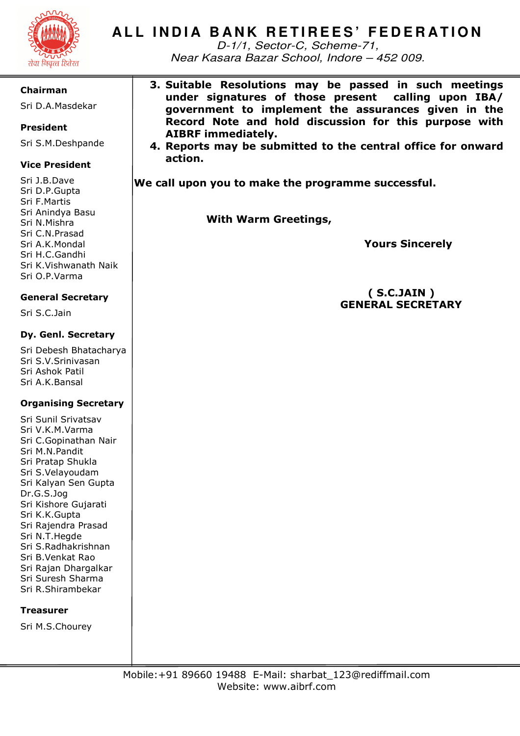# ALL INDIA BANK RETIREES' FEDERATION

*D-1/1, Sector-C, Scheme-71,*
*Near Kasara Bazar School, Indore – 452 009.*

**Chairman**
Sri D.A.Masdekar

**President**
Sri S.M.Deshpande

**Vice President**
Sri J.B.Dave
Sri D.P.Gupta
Sri F.Martis
Sri Anindya Basu
Sri N.Mishra
Sri C.N.Prasad
Sri A.K.Mondal
Sri H.C.Gandhi
Sri K.Vishwanath Naik
Sri O.P.Varma

**General Secretary**
Sri S.C.Jain

**Dy. Genl. Secretary**
Sri Debesh Bhatacharya
Sri S.V.Srinivasan
Sri Ashok Patil
Sri A.K.Bansal

**Organising Secretary**
Sri Sunil Srivatsav
Sri V.K.M.Varma
Sri C.Gopinathan Nair
Sri M.N.Pandit
Sri Pratap Shukla
Sri S.Velayoudam
Sri Kalyan Sen Gupta
Dr.G.S.Jog
Sri Kishore Gujarati
Sri K.K.Gupta
Sri Rajendra Prasad
Sri N.T.Hegde
Sri S.Radhakrishnan
Sri B.Venkat Rao
Sri Rajan Dhargalkar
Sri Suresh Sharma
Sri R.Shirambekar

**Treasurer**
Sri M.S.Chourey

3. **Suitable Resolutions may be passed in such meetings under signatures of those present calling upon IBA/ government to implement the assurances given in the Record Note and hold discussion for this purpose with AIBRF immediately.**
4. **Reports may be submitted to the central office for onward action.**

**We call upon you to make the programme successful.**

**With Warm Greetings,**

**Yours Sincerely**

**( S.C.JAIN )**
**GENERAL SECRETARY**

Mobile:+91 89660 19488 E-Mail: sharbat_123@rediffmail.com
Website: www.aibrf.com